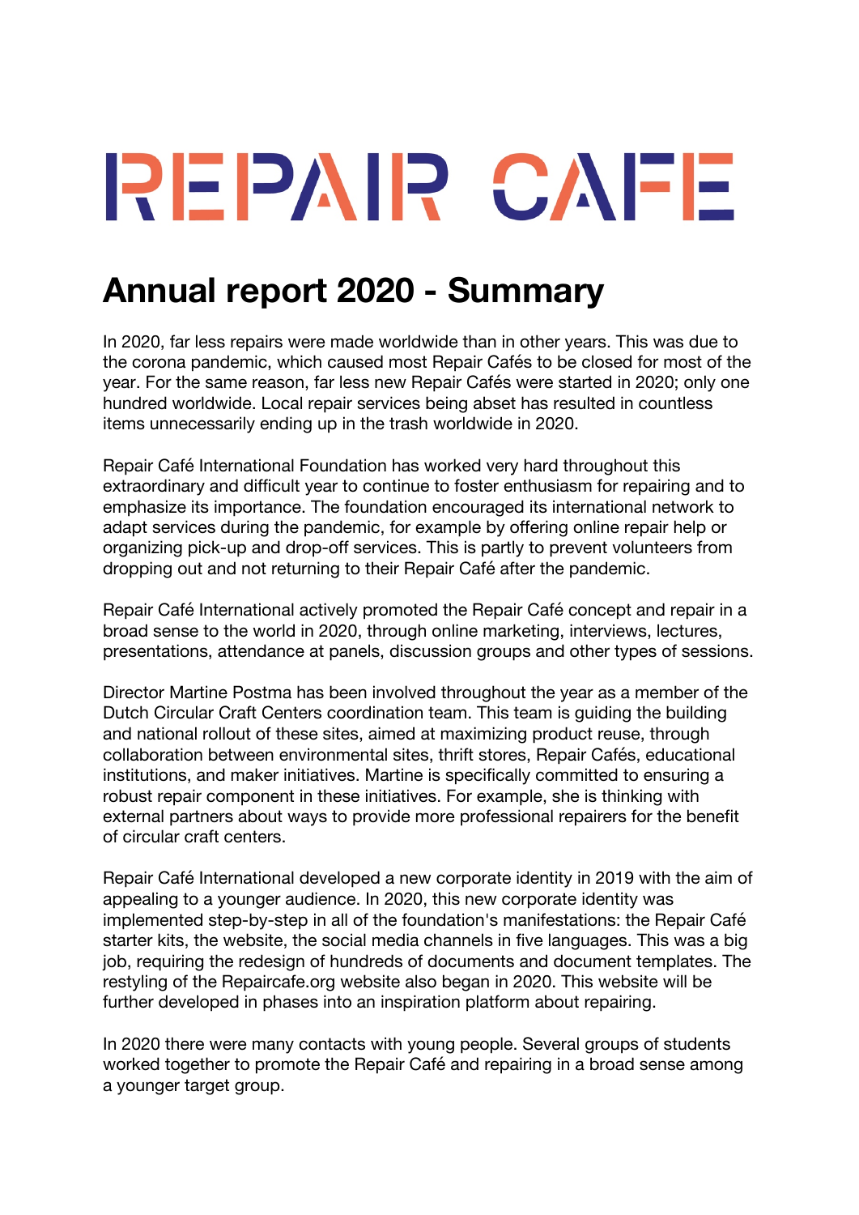# REPAIR CAFE

## Annual report 2020 - Summary

In 2020, far less repairs were made worldwide than in other years. This was due to the corona pandemic, which caused most Repair Cafés to be closed for most of the year. For the same reason, far less new Repair Cafés were started in 2020; only one hundred worldwide. Local repair services being abset has resulted in countless items unnecessarily ending up in the trash worldwide in 2020.

Repair Café International Foundation has worked very hard throughout this extraordinary and difficult year to continue to foster enthusiasm for repairing and to emphasize its importance. The foundation encouraged its international network to adapt services during the pandemic, for example by offering online repair help or organizing pick-up and drop-off services. This is partly to prevent volunteers from dropping out and not returning to their Repair Café after the pandemic.

Repair Café International actively promoted the Repair Café concept and repair in a broad sense to the world in 2020, through online marketing, interviews, lectures, presentations, attendance at panels, discussion groups and other types of sessions.

Director Martine Postma has been involved throughout the year as a member of the Dutch Circular Craft Centers coordination team. This team is guiding the building and national rollout of these sites, aimed at maximizing product reuse, through collaboration between environmental sites, thrift stores, Repair Cafés, educational institutions, and maker initiatives. Martine is specifically committed to ensuring a robust repair component in these initiatives. For example, she is thinking with external partners about ways to provide more professional repairers for the benefit of circular craft centers.

Repair Café International developed a new corporate identity in 2019 with the aim of appealing to a younger audience. In 2020, this new corporate identity was implemented step-by-step in all of the foundation's manifestations: the Repair Café starter kits, the website, the social media channels in five languages. This was a big job, requiring the redesign of hundreds of documents and document templates. The restyling of the Repaircafe.org website also began in 2020. This website will be further developed in phases into an inspiration platform about repairing.

In 2020 there were many contacts with young people. Several groups of students worked together to promote the Repair Café and repairing in a broad sense among a younger target group.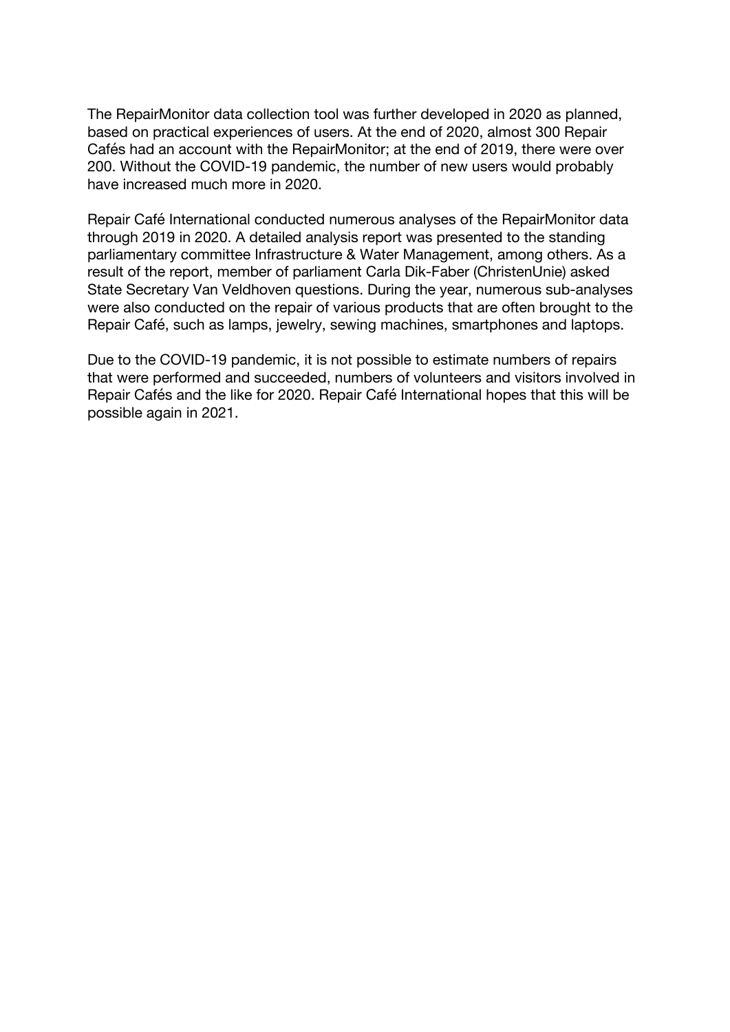The RepairMonitor data collection tool was further developed in 2020 as planned, based on practical experiences of users. At the end of 2020, almost 300 Repair Cafés had an account with the RepairMonitor; at the end of 2019, there were over 200. Without the COVID-19 pandemic, the number of new users would probably have increased much more in 2020.

Repair Café International conducted numerous analyses of the RepairMonitor data through 2019 in 2020. A detailed analysis report was presented to the standing parliamentary committee Infrastructure & Water Management, among others. As a result of the report, member of parliament Carla Dik-Faber (ChristenUnie) asked State Secretary Van Veldhoven questions. During the year, numerous sub-analyses were also conducted on the repair of various products that are often brought to the Repair Café, such as lamps, jewelry, sewing machines, smartphones and laptops.

Due to the COVID-19 pandemic, it is not possible to estimate numbers of repairs that were performed and succeeded, numbers of volunteers and visitors involved in Repair Cafés and the like for 2020. Repair Café International hopes that this will be possible again in 2021.